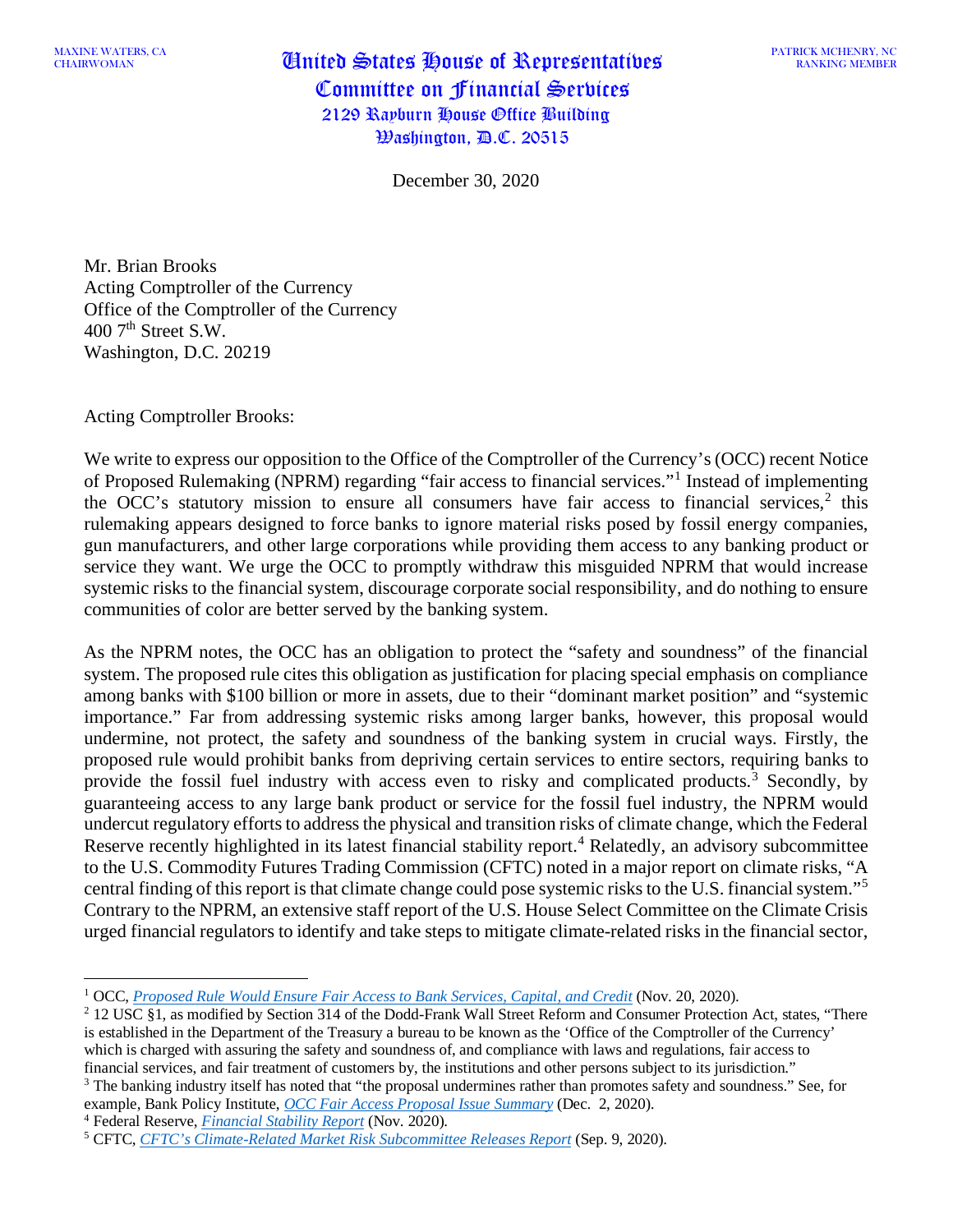MAXINE WATERS, CA
CHAIRWOMAN

# United States House of Representatives
## Committee on Financial Services
2129 Rayburn House Office Building
Washington, D.C. 20515

PATRICK MCHENRY, NC
RANKING MEMBER

December 30, 2020

Mr. Brian Brooks
Acting Comptroller of the Currency
Office of the Comptroller of the Currency
400 7th Street S.W.
Washington, D.C. 20219

Acting Comptroller Brooks:

We write to express our opposition to the Office of the Comptroller of the Currency's (OCC) recent Notice of Proposed Rulemaking (NPRM) regarding "fair access to financial services."[1] Instead of implementing the OCC's statutory mission to ensure all consumers have fair access to financial services,[2] this rulemaking appears designed to force banks to ignore material risks posed by fossil energy companies, gun manufacturers, and other large corporations while providing them access to any banking product or service they want. We urge the OCC to promptly withdraw this misguided NPRM that would increase systemic risks to the financial system, discourage corporate social responsibility, and do nothing to ensure communities of color are better served by the banking system.

As the NPRM notes, the OCC has an obligation to protect the "safety and soundness" of the financial system. The proposed rule cites this obligation as justification for placing special emphasis on compliance among banks with $100 billion or more in assets, due to their "dominant market position" and "systemic importance." Far from addressing systemic risks among larger banks, however, this proposal would undermine, not protect, the safety and soundness of the banking system in crucial ways. Firstly, the proposed rule would prohibit banks from depriving certain services to entire sectors, requiring banks to provide the fossil fuel industry with access even to risky and complicated products.[3] Secondly, by guaranteeing access to any large bank product or service for the fossil fuel industry, the NPRM would undercut regulatory efforts to address the physical and transition risks of climate change, which the Federal Reserve recently highlighted in its latest financial stability report.[4] Relatedly, an advisory subcommittee to the U.S. Commodity Futures Trading Commission (CFTC) noted in a major report on climate risks, "A central finding of this report is that climate change could pose systemic risks to the U.S. financial system."[5] Contrary to the NPRM, an extensive staff report of the U.S. House Select Committee on the Climate Crisis urged financial regulators to identify and take steps to mitigate climate-related risks in the financial sector,

---

[1] OCC, *Proposed Rule Would Ensure Fair Access to Bank Services, Capital, and Credit* (Nov. 20, 2020).

[2] 12 USC §1, as modified by Section 314 of the Dodd-Frank Wall Street Reform and Consumer Protection Act, states, "There is established in the Department of the Treasury a bureau to be known as the 'Office of the Comptroller of the Currency' which is charged with assuring the safety and soundness of, and compliance with laws and regulations, fair access to financial services, and fair treatment of customers by, the institutions and other persons subject to its jurisdiction."

[3] The banking industry itself has noted that "the proposal undermines rather than promotes safety and soundness." See, for example, Bank Policy Institute, *OCC Fair Access Proposal Issue Summary* (Dec. 2, 2020).

[4] Federal Reserve, *Financial Stability Report* (Nov. 2020).

[5] CFTC, *CFTC's Climate-Related Market Risk Subcommittee Releases Report* (Sep. 9, 2020).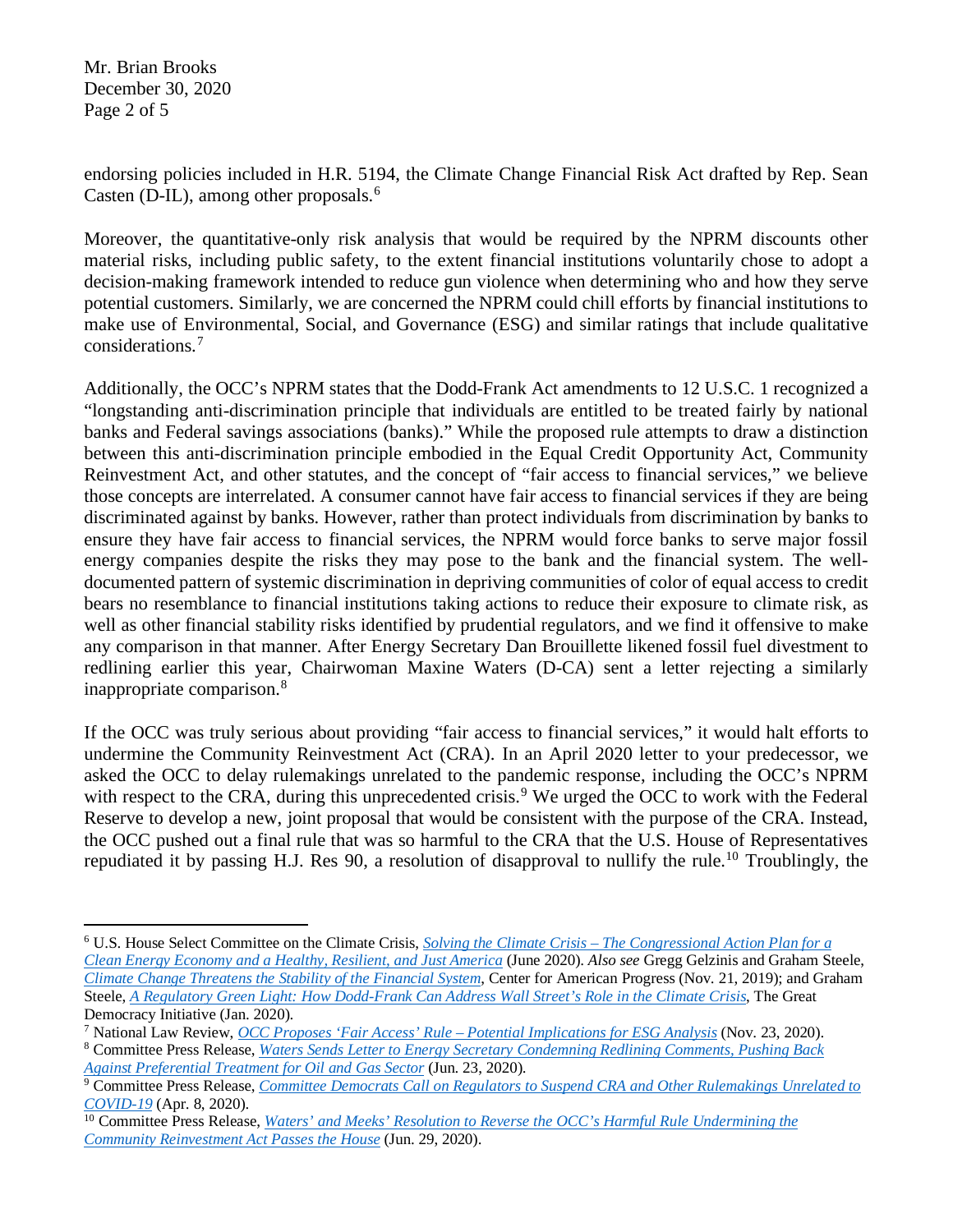endorsing policies included in H.R. 5194, the Climate Change Financial Risk Act drafted by Rep. Sean Casten (D-IL), among other proposals.[6]

Moreover, the quantitative-only risk analysis that would be required by the NPRM discounts other material risks, including public safety, to the extent financial institutions voluntarily chose to adopt a decision-making framework intended to reduce gun violence when determining who and how they serve potential customers. Similarly, we are concerned the NPRM could chill efforts by financial institutions to make use of Environmental, Social, and Governance (ESG) and similar ratings that include qualitative considerations.[7]

Additionally, the OCC's NPRM states that the Dodd-Frank Act amendments to 12 U.S.C. 1 recognized a "longstanding anti-discrimination principle that individuals are entitled to be treated fairly by national banks and Federal savings associations (banks)." While the proposed rule attempts to draw a distinction between this anti-discrimination principle embodied in the Equal Credit Opportunity Act, Community Reinvestment Act, and other statutes, and the concept of "fair access to financial services," we believe those concepts are interrelated. A consumer cannot have fair access to financial services if they are being discriminated against by banks. However, rather than protect individuals from discrimination by banks to ensure they have fair access to financial services, the NPRM would force banks to serve major fossil energy companies despite the risks they may pose to the bank and the financial system. The well-documented pattern of systemic discrimination in depriving communities of color of equal access to credit bears no resemblance to financial institutions taking actions to reduce their exposure to climate risk, as well as other financial stability risks identified by prudential regulators, and we find it offensive to make any comparison in that manner. After Energy Secretary Dan Brouillette likened fossil fuel divestment to redlining earlier this year, Chairwoman Maxine Waters (D-CA) sent a letter rejecting a similarly inappropriate comparison.[8]

If the OCC was truly serious about providing "fair access to financial services," it would halt efforts to undermine the Community Reinvestment Act (CRA). In an April 2020 letter to your predecessor, we asked the OCC to delay rulemakings unrelated to the pandemic response, including the OCC's NPRM with respect to the CRA, during this unprecedented crisis.[9] We urged the OCC to work with the Federal Reserve to develop a new, joint proposal that would be consistent with the purpose of the CRA. Instead, the OCC pushed out a final rule that was so harmful to the CRA that the U.S. House of Representatives repudiated it by passing H.J. Res 90, a resolution of disapproval to nullify the rule.[10] Troublingly, the

---

[6] U.S. House Select Committee on the Climate Crisis, *Solving the Climate Crisis – The Congressional Action Plan for a Clean Energy Economy and a Healthy, Resilient, and Just America* (June 2020). *Also see* Gregg Gelzinis and Graham Steele, *Climate Change Threatens the Stability of the Financial System*, Center for American Progress (Nov. 21, 2019); and Graham Steele, *A Regulatory Green Light: How Dodd-Frank Can Address Wall Street's Role in the Climate Crisis*, The Great Democracy Initiative (Jan. 2020).

[7] National Law Review, *OCC Proposes 'Fair Access' Rule – Potential Implications for ESG Analysis* (Nov. 23, 2020).

[8] Committee Press Release, *Waters Sends Letter to Energy Secretary Condemning Redlining Comments, Pushing Back Against Preferential Treatment for Oil and Gas Sector* (Jun. 23, 2020).

[9] Committee Press Release, *Committee Democrats Call on Regulators to Suspend CRA and Other Rulemakings Unrelated to COVID-19* (Apr. 8, 2020).

[10] Committee Press Release, *Waters' and Meeks' Resolution to Reverse the OCC's Harmful Rule Undermining the Community Reinvestment Act Passes the House* (Jun. 29, 2020).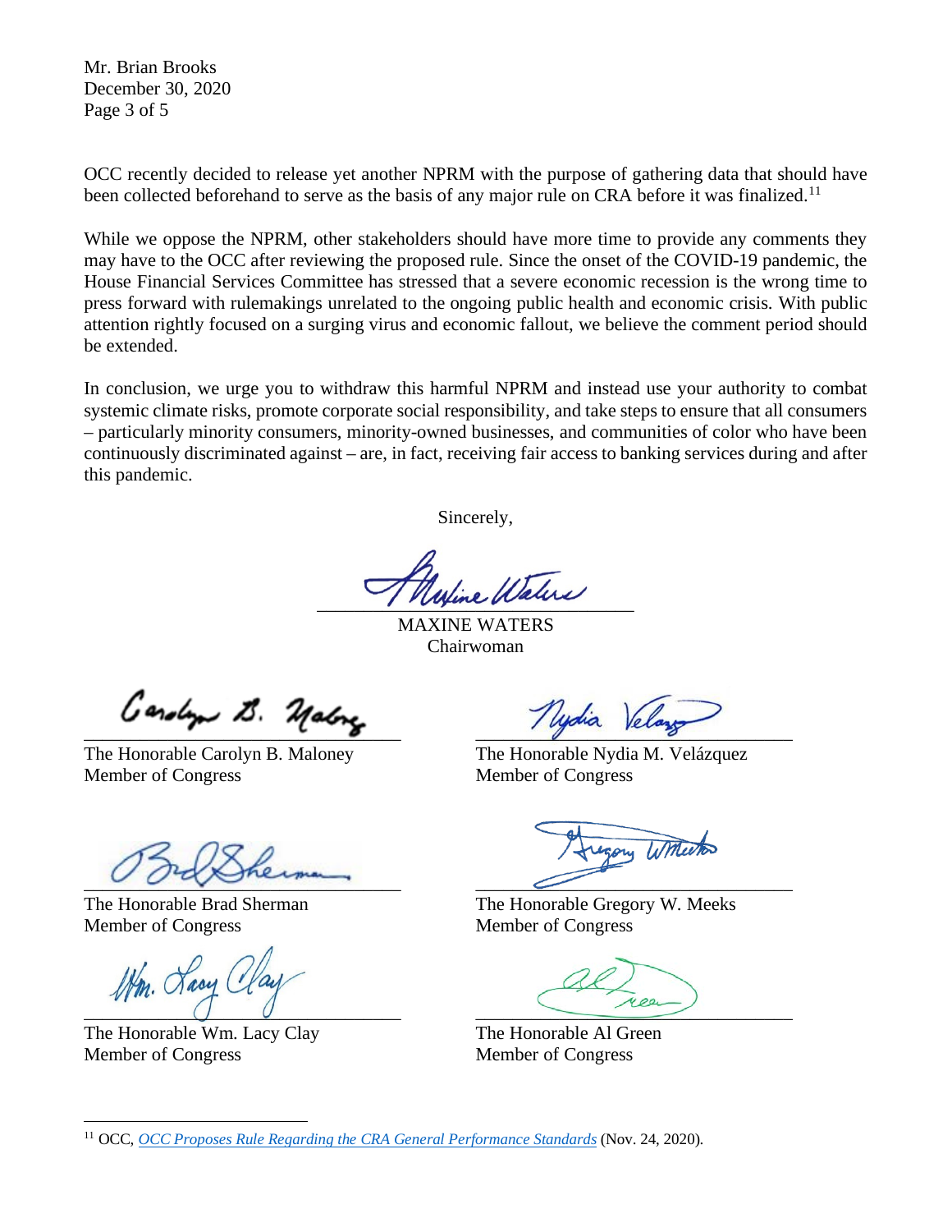OCC recently decided to release yet another NPRM with the purpose of gathering data that should have been collected beforehand to serve as the basis of any major rule on CRA before it was finalized.[11]

While we oppose the NPRM, other stakeholders should have more time to provide any comments they may have to the OCC after reviewing the proposed rule. Since the onset of the COVID-19 pandemic, the House Financial Services Committee has stressed that a severe economic recession is the wrong time to press forward with rulemakings unrelated to the ongoing public health and economic crisis. With public attention rightly focused on a surging virus and economic fallout, we believe the comment period should be extended.

In conclusion, we urge you to withdraw this harmful NPRM and instead use your authority to combat systemic climate risks, promote corporate social responsibility, and take steps to ensure that all consumers – particularly minority consumers, minority-owned businesses, and communities of color who have been continuously discriminated against – are, in fact, receiving fair access to banking services during and after this pandemic.

Sincerely,

MAXINE WATERS
Chairwoman

The Honorable Carolyn B. Maloney
Member of Congress

The Honorable Nydia M. Velázquez
Member of Congress

The Honorable Brad Sherman
Member of Congress

The Honorable Gregory W. Meeks
Member of Congress

The Honorable Wm. Lacy Clay
Member of Congress

The Honorable Al Green
Member of Congress

---

[11] OCC, *OCC Proposes Rule Regarding the CRA General Performance Standards* (Nov. 24, 2020).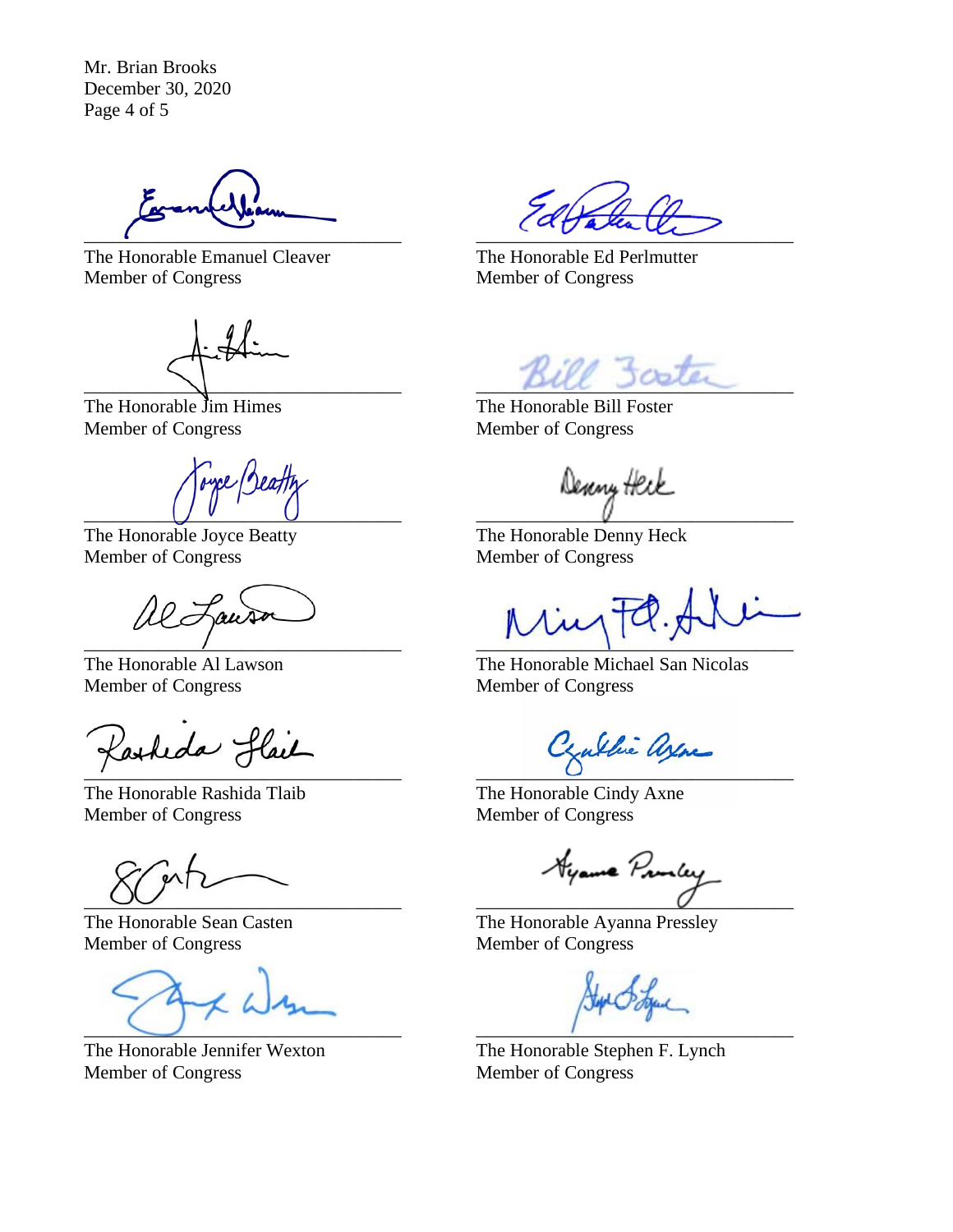The Honorable Emanuel Cleaver
Member of Congress

The Honorable Ed Perlmutter
Member of Congress

The Honorable Jim Himes
Member of Congress

The Honorable Bill Foster
Member of Congress

The Honorable Joyce Beatty
Member of Congress

The Honorable Denny Heck
Member of Congress

The Honorable Al Lawson
Member of Congress

The Honorable Michael San Nicolas
Member of Congress

The Honorable Rashida Tlaib
Member of Congress

The Honorable Cindy Axne
Member of Congress

The Honorable Sean Casten
Member of Congress

The Honorable Ayanna Pressley
Member of Congress

The Honorable Jennifer Wexton
Member of Congress

The Honorable Stephen F. Lynch
Member of Congress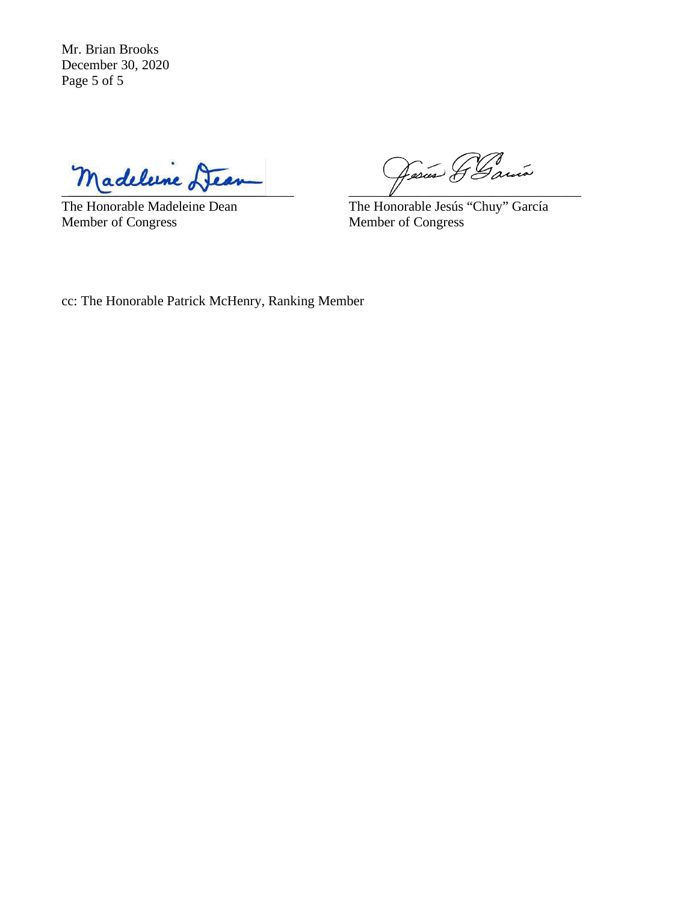Mr. Brian Brooks
December 30, 2020

The Honorable Madeleine Dean
Member of Congress

The Honorable Jesús "Chuy" García
Member of Congress

cc: The Honorable Patrick McHenry, Ranking Member